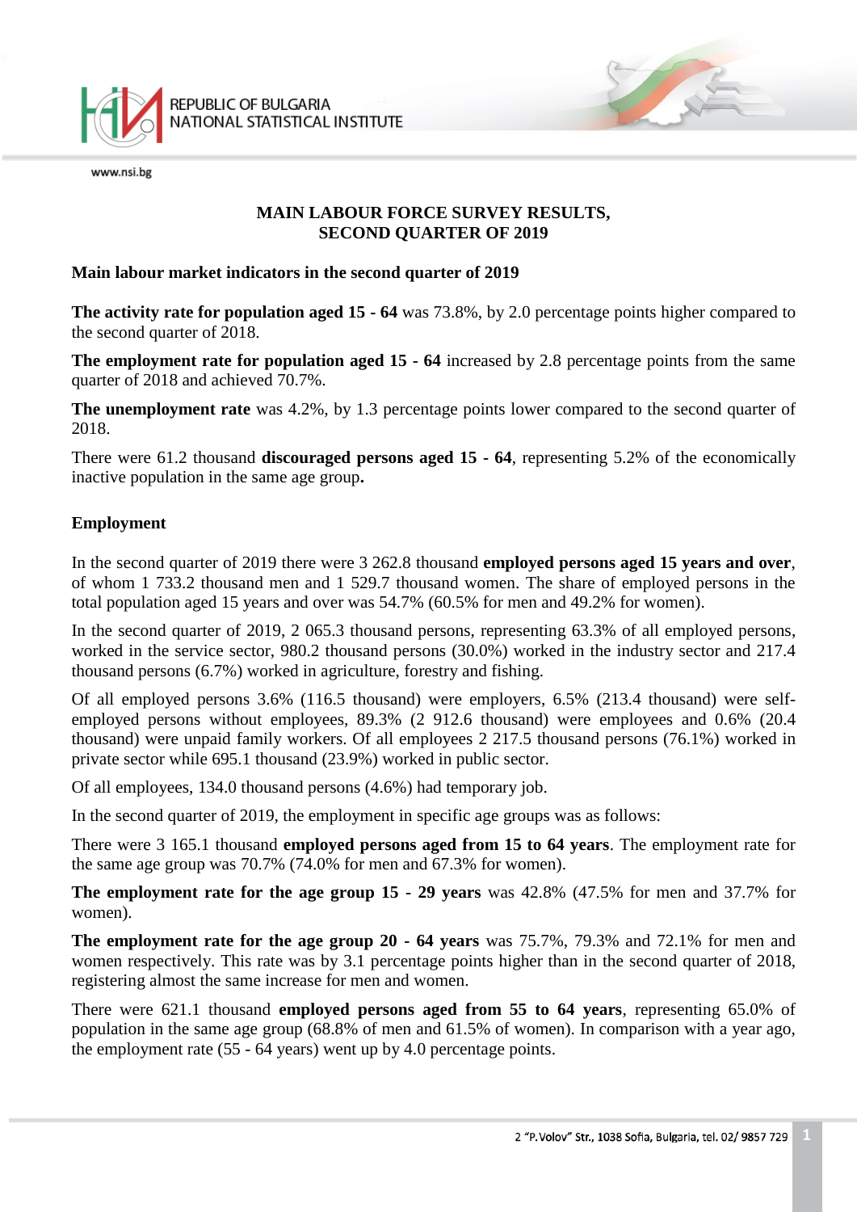# MAIN LABOUR FORCE SURVEY RESULTS, SECOND QUARTER OF 2019

## Main labour market indicators in the second quarter of 2019

**The activity rate for population aged 15 - 64** was 73.8%, by 2.0 percentage points higher compared to the second quarter of 2018.

**The employment rate for population aged 15 - 64** increased by 2.8 percentage points from the same quarter of 2018 and achieved 70.7%.

**The unemployment rate** was 4.2%, by 1.3 percentage points lower compared to the second quarter of 2018.

There were 61.2 thousand **discouraged persons aged 15 - 64**, representing 5.2% of the economically inactive population in the same age group**.**

## Employment

In the second quarter of 2019 there were 3 262.8 thousand **employed persons aged 15 years and over**, of whom 1 733.2 thousand men and 1 529.7 thousand women. The share of employed persons in the total population aged 15 years and over was 54.7% (60.5% for men and 49.2% for women).

In the second quarter of 2019, 2 065.3 thousand persons, representing 63.3% of all employed persons, worked in the service sector, 980.2 thousand persons (30.0%) worked in the industry sector and 217.4 thousand persons (6.7%) worked in agriculture, forestry and fishing.

Of all employed persons 3.6% (116.5 thousand) were employers, 6.5% (213.4 thousand) were self-employed persons without employees, 89.3% (2 912.6 thousand) were employees and 0.6% (20.4 thousand) were unpaid family workers. Of all employees 2 217.5 thousand persons (76.1%) worked in private sector while 695.1 thousand (23.9%) worked in public sector.

Of all employees, 134.0 thousand persons (4.6%) had temporary job.

In the second quarter of 2019, the employment in specific age groups was as follows:

There were 3 165.1 thousand **employed persons aged from 15 to 64 years**. The employment rate for the same age group was 70.7% (74.0% for men and 67.3% for women).

**The employment rate for the age group 15 - 29 years** was 42.8% (47.5% for men and 37.7% for women).

**The employment rate for the age group 20 - 64 years** was 75.7%, 79.3% and 72.1% for men and women respectively. This rate was by 3.1 percentage points higher than in the second quarter of 2018, registering almost the same increase for men and women.

There were 621.1 thousand **employed persons aged from 55 to 64 years**, representing 65.0% of population in the same age group (68.8% of men and 61.5% of women). In comparison with a year ago, the employment rate (55 - 64 years) went up by 4.0 percentage points.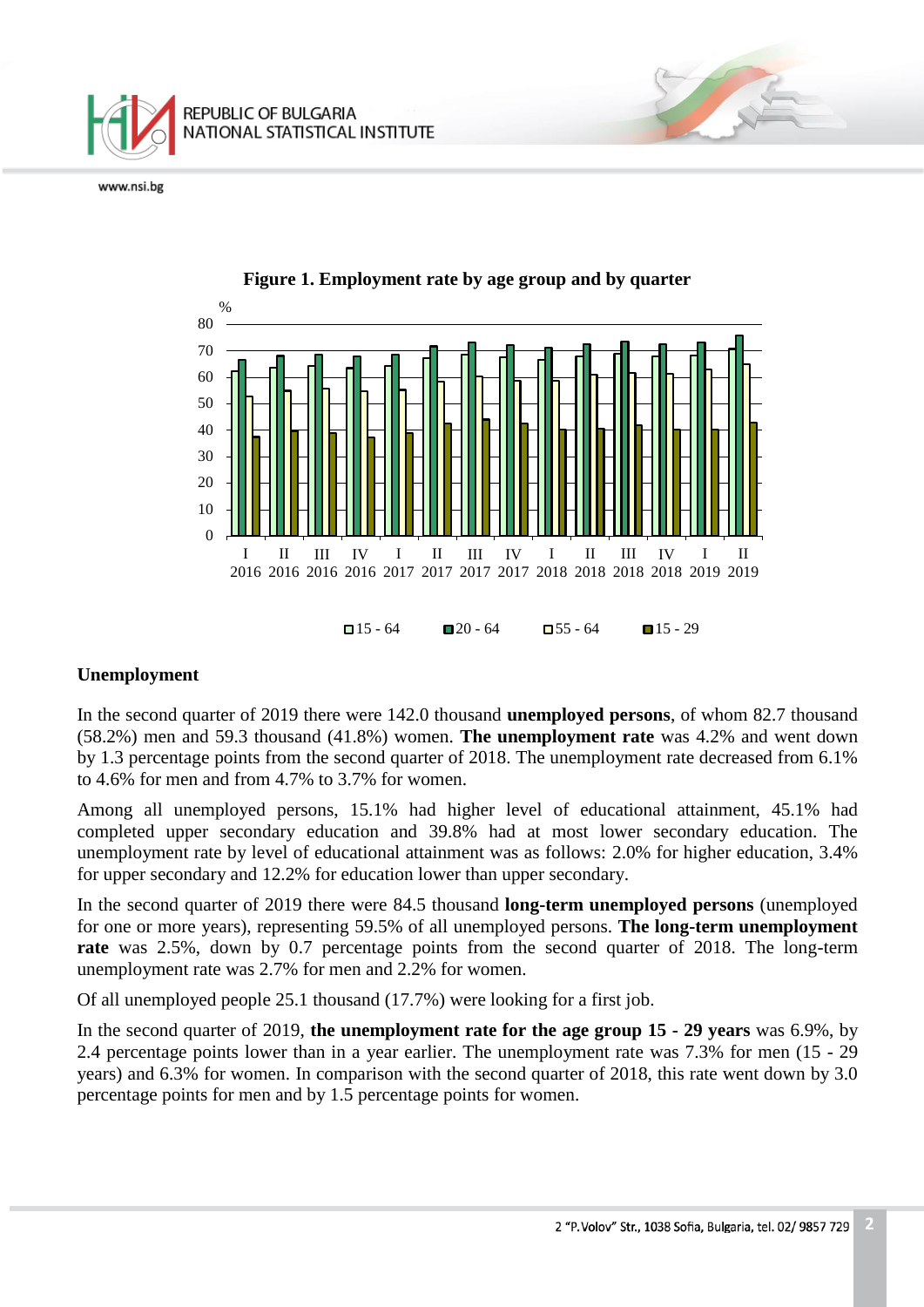**Figure 1. Employment rate by age group and by quarter**

**Unemployment**

In the second quarter of 2019 there were 142.0 thousand **unemployed persons**, of whom 82.7 thousand (58.2%) men and 59.3 thousand (41.8%) women. **The unemployment rate** was 4.2% and went down by 1.3 percentage points from the second quarter of 2018. The unemployment rate decreased from 6.1% to 4.6% for men and from 4.7% to 3.7% for women.

Among all unemployed persons, 15.1% had higher level of educational attainment, 45.1% had completed upper secondary education and 39.8% had at most lower secondary education. The unemployment rate by level of educational attainment was as follows: 2.0% for higher education, 3.4% for upper secondary and 12.2% for education lower than upper secondary.

In the second quarter of 2019 there were 84.5 thousand **long-term unemployed persons** (unemployed for one or more years), representing 59.5% of all unemployed persons. **The long-term unemployment rate** was 2.5%, down by 0.7 percentage points from the second quarter of 2018. The long-term unemployment rate was 2.7% for men and 2.2% for women.

Of all unemployed people 25.1 thousand (17.7%) were looking for a first job.

In the second quarter of 2019, **the unemployment rate for the age group 15 - 29 years** was 6.9%, by 2.4 percentage points lower than in a year earlier. The unemployment rate was 7.3% for men (15 - 29 years) and 6.3% for women. In comparison with the second quarter of 2018, this rate went down by 3.0 percentage points for men and by 1.5 percentage points for women.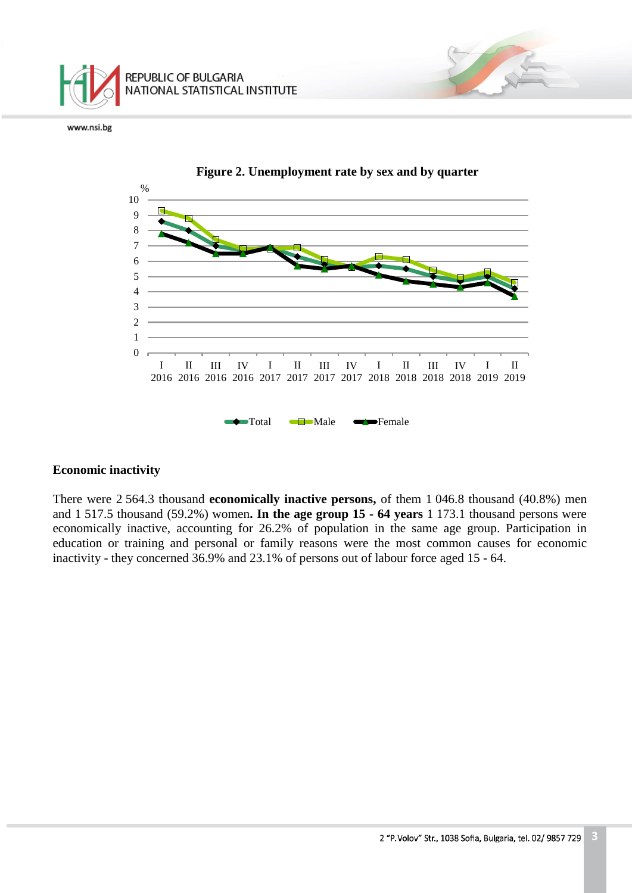**Figure 2. Unemployment rate by sex and by quarter**

## Economic inactivity

There were 2 564.3 thousand **economically inactive persons,** of them 1 046.8 thousand (40.8%) men and 1 517.5 thousand (59.2%) women**. In the age group 15 - 64 years** 1 173.1 thousand persons were economically inactive, accounting for 26.2% of population in the same age group. Participation in education or training and personal or family reasons were the most common causes for economic inactivity - they concerned 36.9% and 23.1% of persons out of labour force aged 15 - 64.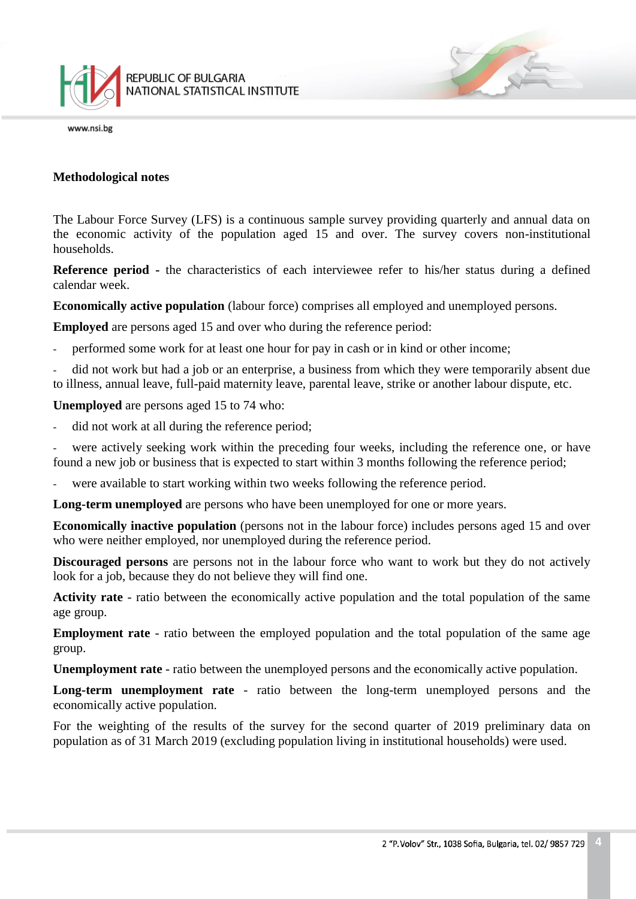**Methodological notes**

The Labour Force Survey (LFS) is a continuous sample survey providing quarterly and annual data on the economic activity of the population aged 15 and over. The survey covers non-institutional households.

**Reference period** - the characteristics of each interviewee refer to his/her status during a defined calendar week.

**Economically active population** (labour force) comprises all employed and unemployed persons.

**Employed** are persons aged 15 and over who during the reference period:

- performed some work for at least one hour for pay in cash or in kind or other income;
- did not work but had a job or an enterprise, a business from which they were temporarily absent due to illness, annual leave, full-paid maternity leave, parental leave, strike or another labour dispute, etc.

**Unemployed** are persons aged 15 to 74 who:

- did not work at all during the reference period;
- were actively seeking work within the preceding four weeks, including the reference one, or have found a new job or business that is expected to start within 3 months following the reference period;
- were available to start working within two weeks following the reference period.

**Long-term unemployed** are persons who have been unemployed for one or more years.

**Economically inactive population** (persons not in the labour force) includes persons aged 15 and over who were neither employed, nor unemployed during the reference period.

**Discouraged persons** are persons not in the labour force who want to work but they do not actively look for a job, because they do not believe they will find one.

**Activity rate** - ratio between the economically active population and the total population of the same age group.

**Employment rate** - ratio between the employed population and the total population of the same age group.

**Unemployment rate** - ratio between the unemployed persons and the economically active population.

**Long-term unemployment rate** - ratio between the long-term unemployed persons and the economically active population.

For the weighting of the results of the survey for the second quarter of 2019 preliminary data on population as of 31 March 2019 (excluding population living in institutional households) were used.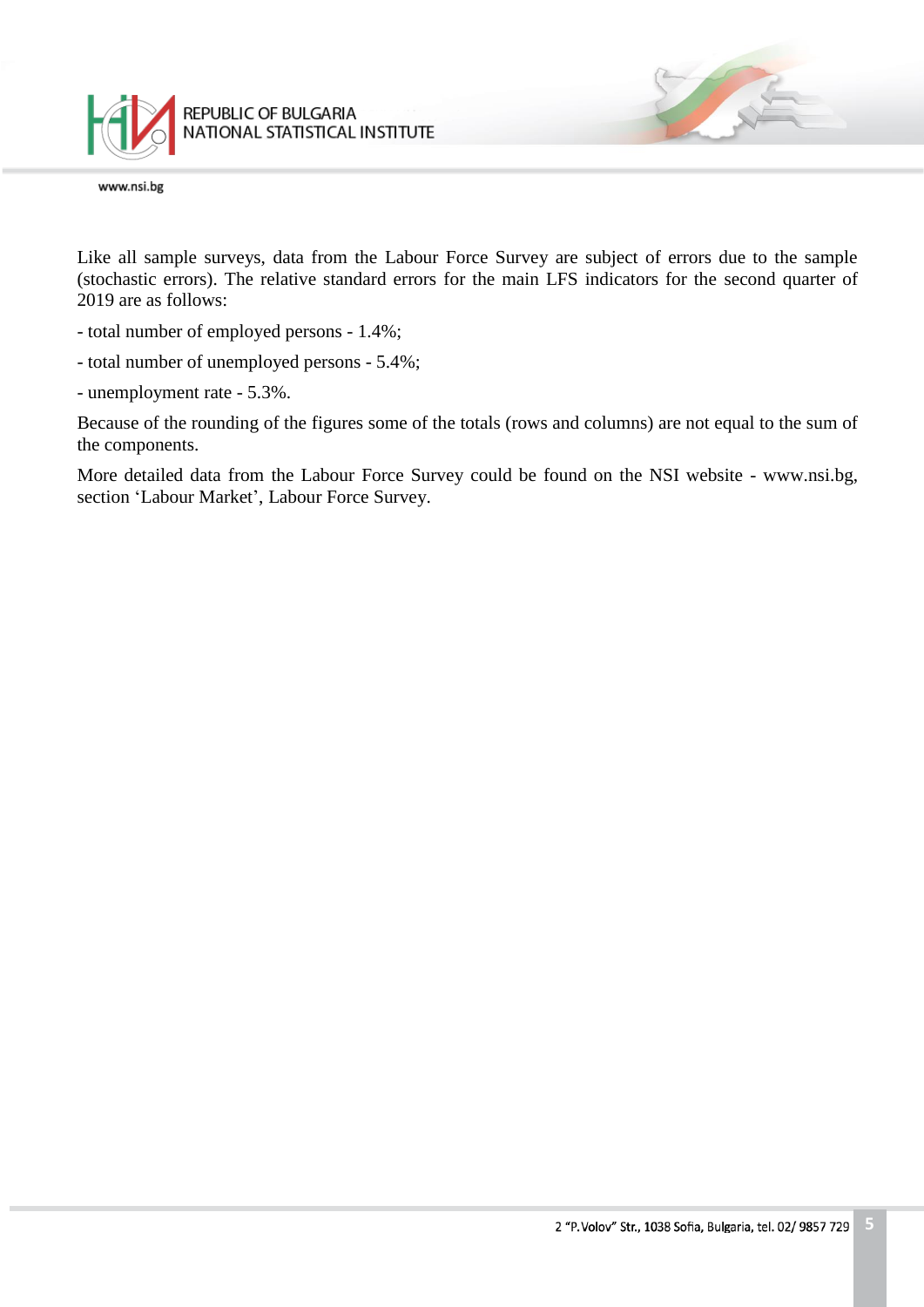Like all sample surveys, data from the Labour Force Survey are subject of errors due to the sample (stochastic errors). The relative standard errors for the main LFS indicators for the second quarter of 2019 are as follows:

- total number of employed persons - 1.4%;
- total number of unemployed persons - 5.4%;
- unemployment rate - 5.3%.

Because of the rounding of the figures some of the totals (rows and columns) are not equal to the sum of the components.

More detailed data from the Labour Force Survey could be found on the NSI website - www.nsi.bg, section 'Labour Market', Labour Force Survey.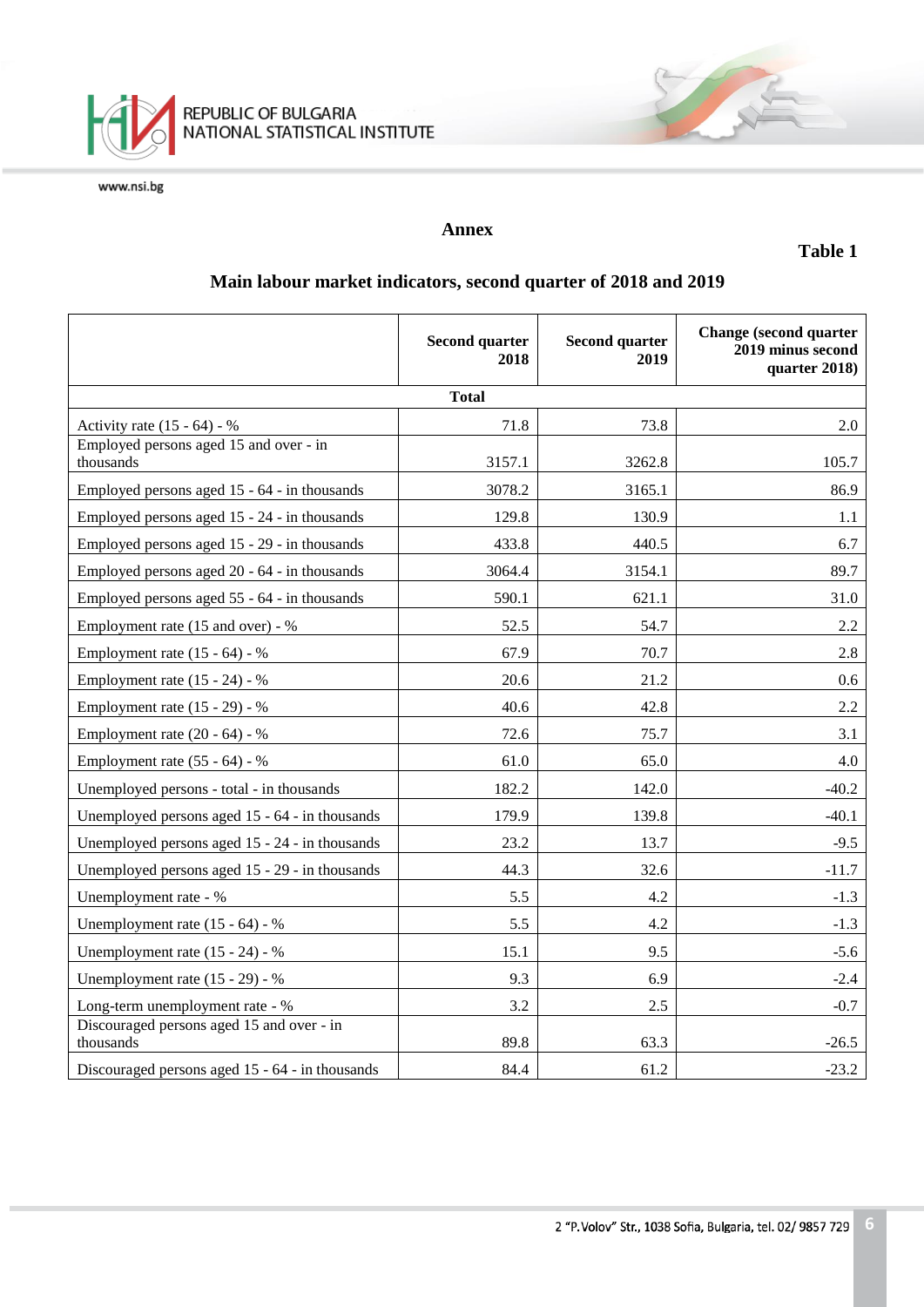**Annex**

**Table 1**

**Main labour market indicators, second quarter of 2018 and 2019**

| | Second quarter 2018 | Second quarter 2019 | Change (second quarter 2019 minus second quarter 2018) |
|---|---|---|---|
| **Total** | | | |
| Activity rate (15 - 64) - % | 71.8 | 73.8 | 2.0 |
| Employed persons aged 15 and over - in thousands | 3157.1 | 3262.8 | 105.7 |
| Employed persons aged 15 - 64 - in thousands | 3078.2 | 3165.1 | 86.9 |
| Employed persons aged 15 - 24 - in thousands | 129.8 | 130.9 | 1.1 |
| Employed persons aged 15 - 29 - in thousands | 433.8 | 440.5 | 6.7 |
| Employed persons aged 20 - 64 - in thousands | 3064.4 | 3154.1 | 89.7 |
| Employed persons aged 55 - 64 - in thousands | 590.1 | 621.1 | 31.0 |
| Employment rate (15 and over) - % | 52.5 | 54.7 | 2.2 |
| Employment rate (15 - 64) - % | 67.9 | 70.7 | 2.8 |
| Employment rate (15 - 24) - % | 20.6 | 21.2 | 0.6 |
| Employment rate (15 - 29) - % | 40.6 | 42.8 | 2.2 |
| Employment rate (20 - 64) - % | 72.6 | 75.7 | 3.1 |
| Employment rate (55 - 64) - % | 61.0 | 65.0 | 4.0 |
| Unemployed persons - total - in thousands | 182.2 | 142.0 | -40.2 |
| Unemployed persons aged 15 - 64 - in thousands | 179.9 | 139.8 | -40.1 |
| Unemployed persons aged 15 - 24 - in thousands | 23.2 | 13.7 | -9.5 |
| Unemployed persons aged 15 - 29 - in thousands | 44.3 | 32.6 | -11.7 |
| Unemployment rate - % | 5.5 | 4.2 | -1.3 |
| Unemployment rate (15 - 64) - % | 5.5 | 4.2 | -1.3 |
| Unemployment rate (15 - 24) - % | 15.1 | 9.5 | -5.6 |
| Unemployment rate (15 - 29) - % | 9.3 | 6.9 | -2.4 |
| Long-term unemployment rate - % | 3.2 | 2.5 | -0.7 |
| Discouraged persons aged 15 and over - in thousands | 89.8 | 63.3 | -26.5 |
| Discouraged persons aged 15 - 64 - in thousands | 84.4 | 61.2 | -23.2 |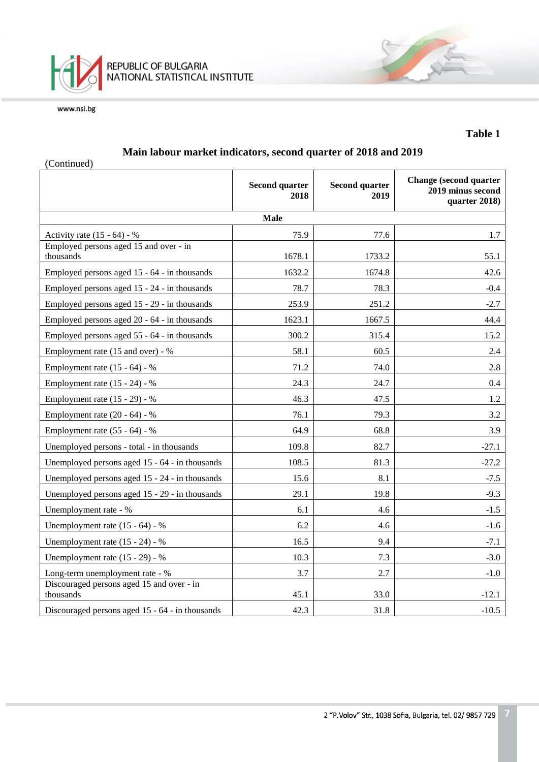**Table 1**

## Main labour market indicators, second quarter of 2018 and 2019

(Continued)

| | Second quarter 2018 | Second quarter 2019 | Change (second quarter 2019 minus second quarter 2018) |
|---|---|---|---|
| **Male** | | | |
| Activity rate (15 - 64) - % | 75.9 | 77.6 | 1.7 |
| Employed persons aged 15 and over - in thousands | 1678.1 | 1733.2 | 55.1 |
| Employed persons aged 15 - 64 - in thousands | 1632.2 | 1674.8 | 42.6 |
| Employed persons aged 15 - 24 - in thousands | 78.7 | 78.3 | -0.4 |
| Employed persons aged 15 - 29 - in thousands | 253.9 | 251.2 | -2.7 |
| Employed persons aged 20 - 64 - in thousands | 1623.1 | 1667.5 | 44.4 |
| Employed persons aged 55 - 64 - in thousands | 300.2 | 315.4 | 15.2 |
| Employment rate (15 and over) - % | 58.1 | 60.5 | 2.4 |
| Employment rate (15 - 64) - % | 71.2 | 74.0 | 2.8 |
| Employment rate (15 - 24) - % | 24.3 | 24.7 | 0.4 |
| Employment rate (15 - 29) - % | 46.3 | 47.5 | 1.2 |
| Employment rate (20 - 64) - % | 76.1 | 79.3 | 3.2 |
| Employment rate (55 - 64) - % | 64.9 | 68.8 | 3.9 |
| Unemployed persons - total - in thousands | 109.8 | 82.7 | -27.1 |
| Unemployed persons aged 15 - 64 - in thousands | 108.5 | 81.3 | -27.2 |
| Unemployed persons aged 15 - 24 - in thousands | 15.6 | 8.1 | -7.5 |
| Unemployed persons aged 15 - 29 - in thousands | 29.1 | 19.8 | -9.3 |
| Unemployment rate - % | 6.1 | 4.6 | -1.5 |
| Unemployment rate (15 - 64) - % | 6.2 | 4.6 | -1.6 |
| Unemployment rate (15 - 24) - % | 16.5 | 9.4 | -7.1 |
| Unemployment rate (15 - 29) - % | 10.3 | 7.3 | -3.0 |
| Long-term unemployment rate - % | 3.7 | 2.7 | -1.0 |
| Discouraged persons aged 15 and over - in thousands | 45.1 | 33.0 | -12.1 |
| Discouraged persons aged 15 - 64 - in thousands | 42.3 | 31.8 | -10.5 |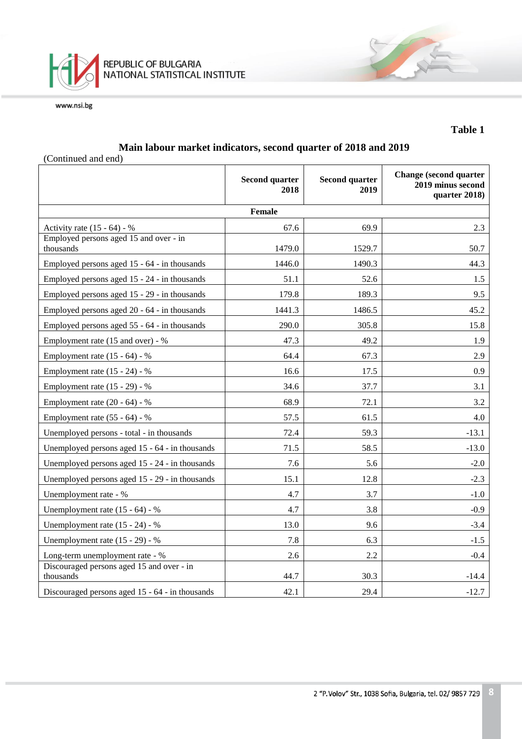**Table 1**

## Main labour market indicators, second quarter of 2018 and 2019

(Continued and end)

| | Second quarter 2018 | Second quarter 2019 | Change (second quarter 2019 minus second quarter 2018) |
|---|---|---|---|
| **Female** | | | |
| Activity rate (15 - 64) - % | 67.6 | 69.9 | 2.3 |
| Employed persons aged 15 and over - in thousands | 1479.0 | 1529.7 | 50.7 |
| Employed persons aged 15 - 64 - in thousands | 1446.0 | 1490.3 | 44.3 |
| Employed persons aged 15 - 24 - in thousands | 51.1 | 52.6 | 1.5 |
| Employed persons aged 15 - 29 - in thousands | 179.8 | 189.3 | 9.5 |
| Employed persons aged 20 - 64 - in thousands | 1441.3 | 1486.5 | 45.2 |
| Employed persons aged 55 - 64 - in thousands | 290.0 | 305.8 | 15.8 |
| Employment rate (15 and over) - % | 47.3 | 49.2 | 1.9 |
| Employment rate (15 - 64) - % | 64.4 | 67.3 | 2.9 |
| Employment rate (15 - 24) - % | 16.6 | 17.5 | 0.9 |
| Employment rate (15 - 29) - % | 34.6 | 37.7 | 3.1 |
| Employment rate (20 - 64) - % | 68.9 | 72.1 | 3.2 |
| Employment rate (55 - 64) - % | 57.5 | 61.5 | 4.0 |
| Unemployed persons - total - in thousands | 72.4 | 59.3 | -13.1 |
| Unemployed persons aged 15 - 64 - in thousands | 71.5 | 58.5 | -13.0 |
| Unemployed persons aged 15 - 24 - in thousands | 7.6 | 5.6 | -2.0 |
| Unemployed persons aged 15 - 29 - in thousands | 15.1 | 12.8 | -2.3 |
| Unemployment rate - % | 4.7 | 3.7 | -1.0 |
| Unemployment rate (15 - 64) - % | 4.7 | 3.8 | -0.9 |
| Unemployment rate (15 - 24) - % | 13.0 | 9.6 | -3.4 |
| Unemployment rate (15 - 29) - % | 7.8 | 6.3 | -1.5 |
| Long-term unemployment rate - % | 2.6 | 2.2 | -0.4 |
| Discouraged persons aged 15 and over - in thousands | 44.7 | 30.3 | -14.4 |
| Discouraged persons aged 15 - 64 - in thousands | 42.1 | 29.4 | -12.7 |